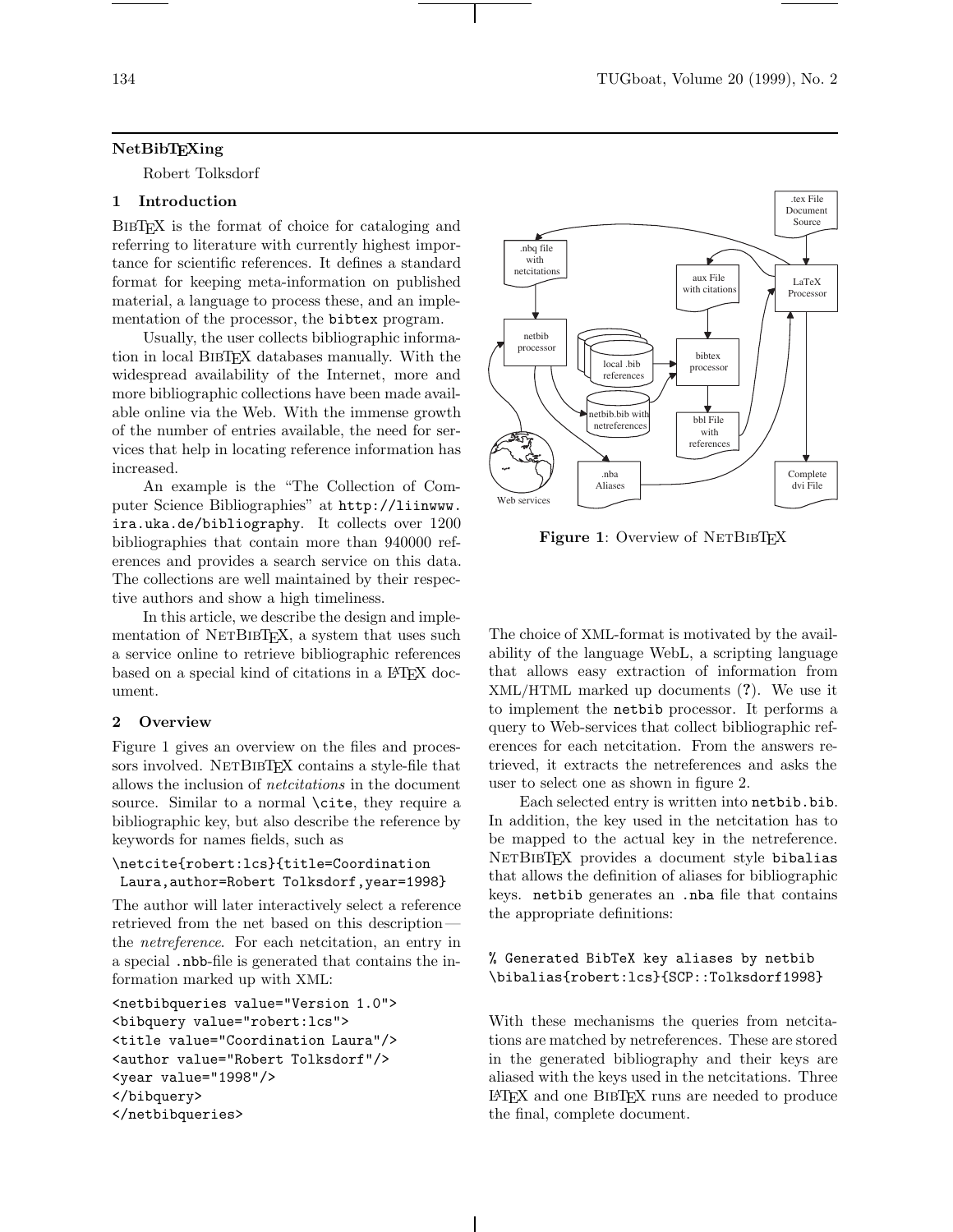# NetBibTEXing

Robert Tolksdorf

## 1 Introduction

BibTEX is the format of choice for cataloging and referring to literature with currently highest importance for scientific references. It defines a standard format for keeping meta-information on published material, a language to process these, and an implementation of the processor, the bibtex program.

Usually, the user collects bibliographic information in local BibTEX databases manually. With the widespread availability of the Internet, more and more bibliographic collections have been made available online via the Web. With the immense growth of the number of entries available, the need for services that help in locating reference information has increased.

An example is the "The Collection of Computer Science Bibliographies" at http://liinwww.ira.uka.de/bibliography. It collects over 1200 bibliographies that contain more than 940000 references and provides a search service on this data. The collections are well maintained by their respective authors and show a high timeliness.

In this article, we describe the design and implementation of NetBibTEX, a system that uses such a service online to retrieve bibliographic references based on a special kind of citations in a LaTEX document.

## 2 Overview

Figure 1 gives an overview on the files and processors involved. NetBibTEX contains a style-file that allows the inclusion of *netcitations* in the document source. Similar to a normal \cite, they require a bibliographic key, but also describe the reference by keywords for names fields, such as

```
\netcite{robert:lcs}{title=Coordination
 Laura,author=Robert Tolksdorf,year=1998}
```

The author will later interactively select a reference retrieved from the net based on this description — the *netreference*. For each netcitation, an entry in a special .nbb-file is generated that contains the information marked up with XML:

```
<netbibqueries value="Version 1.0">
<bibquery value="robert:lcs">
<title value="Coordination Laura"/>
<author value="Robert Tolksdorf"/>
<year value="1998"/>
</bibquery>
</netbibqueries>
```

**Figure 1**: Overview of NetBibTEX

The choice of XML-format is motivated by the availability of the language WebL, a scripting language that allows easy extraction of information from XML/HTML marked up documents (?). We use it to implement the netbib processor. It performs a query to Web-services that collect bibliographic references for each netcitation. From the answers retrieved, it extracts the netreferences and asks the user to select one as shown in figure 2.

Each selected entry is written into netbib.bib. In addition, the key used in the netcitation has to be mapped to the actual key in the netreference. NetBibTEX provides a document style bibalias that allows the definition of aliases for bibliographic keys. netbib generates an .nba file that contains the appropriate definitions:

```
% Generated BibTeX key aliases by netbib
\bibalias{robert:lcs}{SCP::Tolksdorf1998}
```

With these mechanisms the queries from netcitations are matched by netreferences. These are stored in the generated bibliography and their keys are aliased with the keys used in the netcitations. Three LaTEX and one BibTEX runs are needed to produce the final, complete document.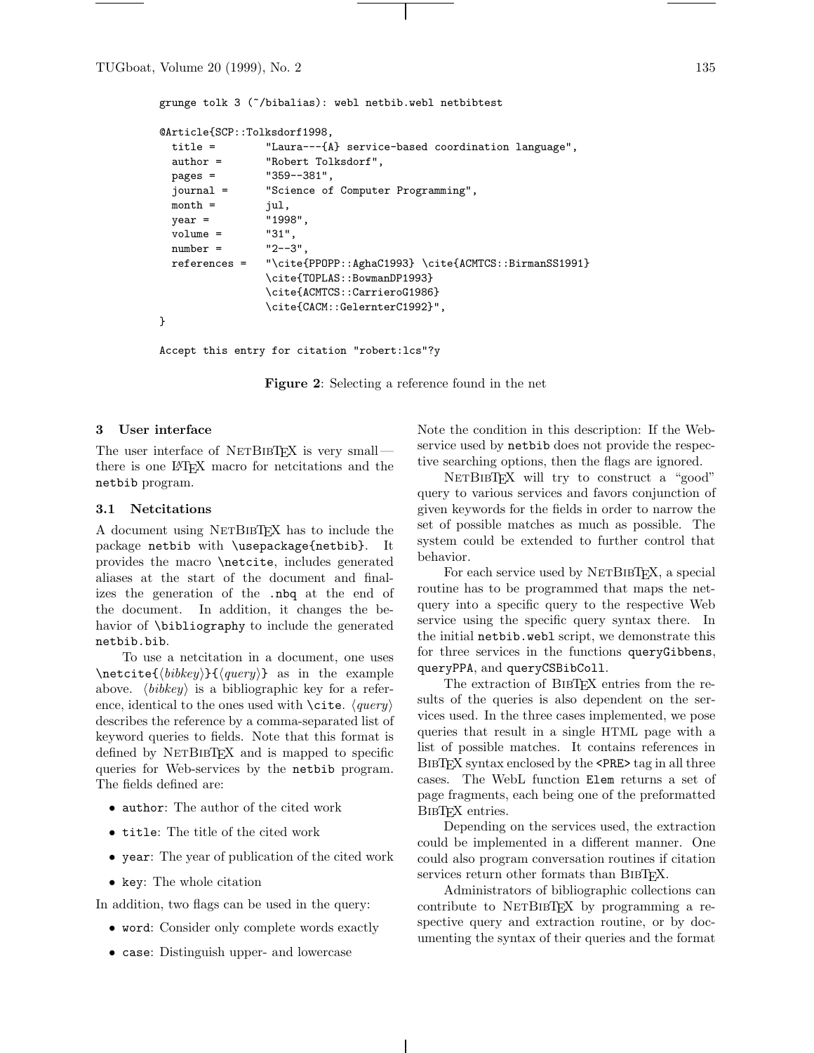```
grunge tolk 3 (~/bibalias): webl netbib.webl netbibtest

@Article{SCP::Tolksdorf1998,
  title =       "Laura---{A} service-based coordination language",
  author =      "Robert Tolksdorf",
  pages =       "359--381",
  journal =     "Science of Computer Programming",
  month =       jul,
  year =        "1998",
  volume =      "31",
  number =      "2--3",
  references =  "\cite{PPOPP::AghaC1993} \cite{ACMTCS::BirmanSS1991}
                \cite{TOPLAS::BowmanDP1993}
                \cite{ACMTCS::CarrieroG1986}
                \cite{CACM::GelernterC1992}",
}

Accept this entry for citation "robert:lcs"?y
```

**Figure 2**: Selecting a reference found in the net

## 3 User interface

The user interface of NetBibTeX is very small — there is one LaTeX macro for netcitations and the `netbib` program.

### 3.1 Netcitations

A document using NetBibTeX has to include the package `netbib` with `\usepackage{netbib}`. It provides the macro `\netcite`, includes generated aliases at the start of the document and finalizes the generation of the `.nbq` at the end of the document. In addition, it changes the behavior of `\bibliography` to include the generated `netbib.bib`.

To use a netcitation in a document, one uses `\netcite{`⟨*bibkey*⟩`}{`⟨*query*⟩`}` as in the example above. ⟨*bibkey*⟩ is a bibliographic key for a reference, identical to the ones used with `\cite`. ⟨*query*⟩ describes the reference by a comma-separated list of keyword queries to fields. Note that this format is defined by NetBibTeX and is mapped to specific queries for Web-services by the `netbib` program. The fields defined are:

- `author`: The author of the cited work
- `title`: The title of the cited work
- `year`: The year of publication of the cited work
- `key`: The whole citation

In addition, two flags can be used in the query:

- `word`: Consider only complete words exactly
- `case`: Distinguish upper- and lowercase

Note the condition in this description: If the Web-service used by `netbib` does not provide the respective searching options, then the flags are ignored.

NetBibTeX will try to construct a "good" query to various services and favors conjunction of given keywords for the fields in order to narrow the set of possible matches as much as possible. The system could be extended to further control that behavior.

For each service used by NetBibTeX, a special routine has to be programmed that maps the net-query into a specific query to the respective Web service using the specific query syntax there. In the initial `netbib.webl` script, we demonstrate this for three services in the functions `queryGibbens`, `queryPPA`, and `queryCSBibColl`.

The extraction of BibTeX entries from the results of the queries is also dependent on the services used. In the three cases implemented, we pose queries that result in a single HTML page with a list of possible matches. It contains references in BibTeX syntax enclosed by the `<PRE>` tag in all three cases. The WebL function `Elem` returns a set of page fragments, each being one of the preformatted BibTeX entries.

Depending on the services used, the extraction could be implemented in a different manner. One could also program conversation routines if citation services return other formats than BibTeX.

Administrators of bibliographic collections can contribute to NetBibTeX by programming a respective query and extraction routine, or by documenting the syntax of their queries and the format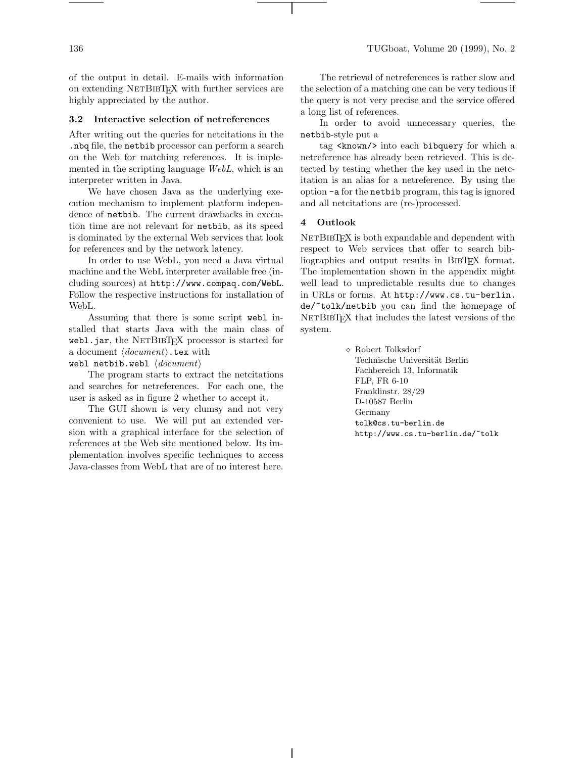of the output in detail. E-mails with information on extending NetBibTeX with further services are highly appreciated by the author.

### 3.2 Interactive selection of netreferences

After writing out the queries for netcitations in the `.nbq` file, the `netbib` processor can perform a search on the Web for matching references. It is implemented in the scripting language *WebL*, which is an interpreter written in Java.

We have chosen Java as the underlying execution mechanism to implement platform independence of `netbib`. The current drawbacks in execution time are not relevant for `netbib`, as its speed is dominated by the external Web services that look for references and by the network latency.

In order to use WebL, you need a Java virtual machine and the WebL interpreter available free (including sources) at `http://www.compaq.com/WebL`. Follow the respective instructions for installation of WebL.

Assuming that there is some script `webl` installed that starts Java with the main class of `webl.jar`, the NetBibTeX processor is started for a document ⟨*document*⟩`.tex` with

`webl netbib.webl` ⟨*document*⟩

The program starts to extract the netcitations and searches for netreferences. For each one, the user is asked as in figure 2 whether to accept it.

The GUI shown is very clumsy and not very convenient to use. We will put an extended version with a graphical interface for the selection of references at the Web site mentioned below. Its implementation involves specific techniques to access Java-classes from WebL that are of no interest here.

The retrieval of netreferences is rather slow and the selection of a matching one can be very tedious if the query is not very precise and the service offered a long list of references.

In order to avoid unnecessary queries, the `netbib`-style put a

tag `<known/>` into each `bibquery` for which a netreference has already been retrieved. This is detected by testing whether the key used in the netcitation is an alias for a netreference. By using the option `-a` for the `netbib` program, this tag is ignored and all netcitations are (re-)processed.

## 4 Outlook

NetBibTeX is both expandable and dependent with respect to Web services that offer to search bibliographies and output results in BibTeX format. The implementation shown in the appendix might well lead to unpredictable results due to changes in URLs or forms. At `http://www.cs.tu-berlin.de/~tolk/netbib` you can find the homepage of NetBibTeX that includes the latest versions of the system.

⋄ Robert Tolksdorf
Technische Universität Berlin
Fachbereich 13, Informatik
FLP, FR 6-10
Franklinstr. 28/29
D-10587 Berlin
Germany
`tolk@cs.tu-berlin.de`
`http://www.cs.tu-berlin.de/~tolk`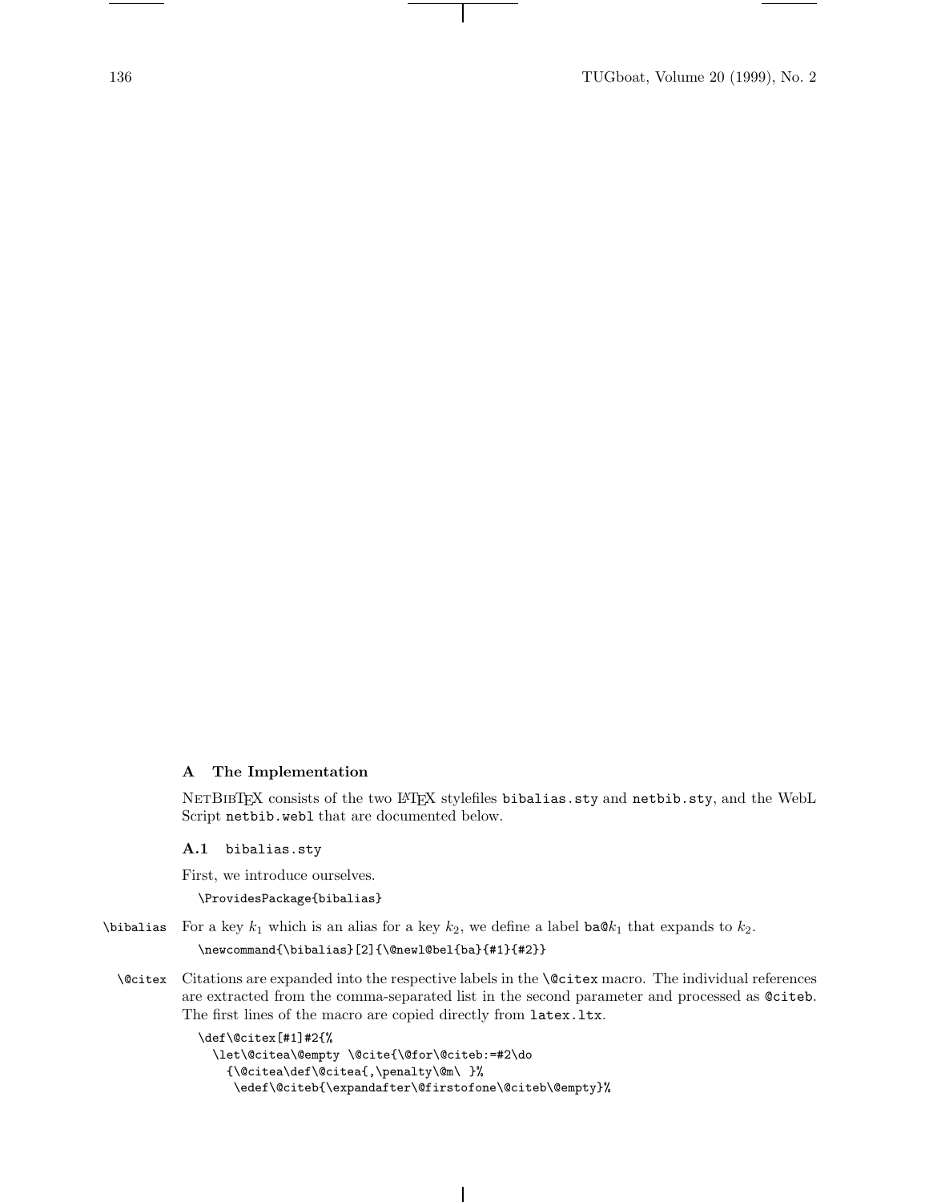## A The Implementation

NetBibTeX consists of the two LaTeX stylefiles `bibalias.sty` and `netbib.sty`, and the WebL Script `netbib.webl` that are documented below.

### A.1 `bibalias.sty`

First, we introduce ourselves.

```
\ProvidesPackage{bibalias}
```

`\bibalias` For a key $k_1$ which is an alias for a key $k_2$, we define a label `ba@`$k_1$ that expands to $k_2$.

```
\newcommand{\bibalias}[2]{\@newl@bel{ba}{#1}{#2}}
```

`\@citex` Citations are expanded into the respective labels in the `\@citex` macro. The individual references are extracted from the comma-separated list in the second parameter and processed as `@citeb`. The first lines of the macro are copied directly from `latex.ltx`.

```
\def\@citex[#1]#2{%
  \let\@citea\@empty \@cite{\@for\@citeb:=#2\do
    {\@citea\def\@citea{,\penalty\@m\ }%
     \edef\@citeb{\expandafter\@firstofone\@citeb\@empty}%
```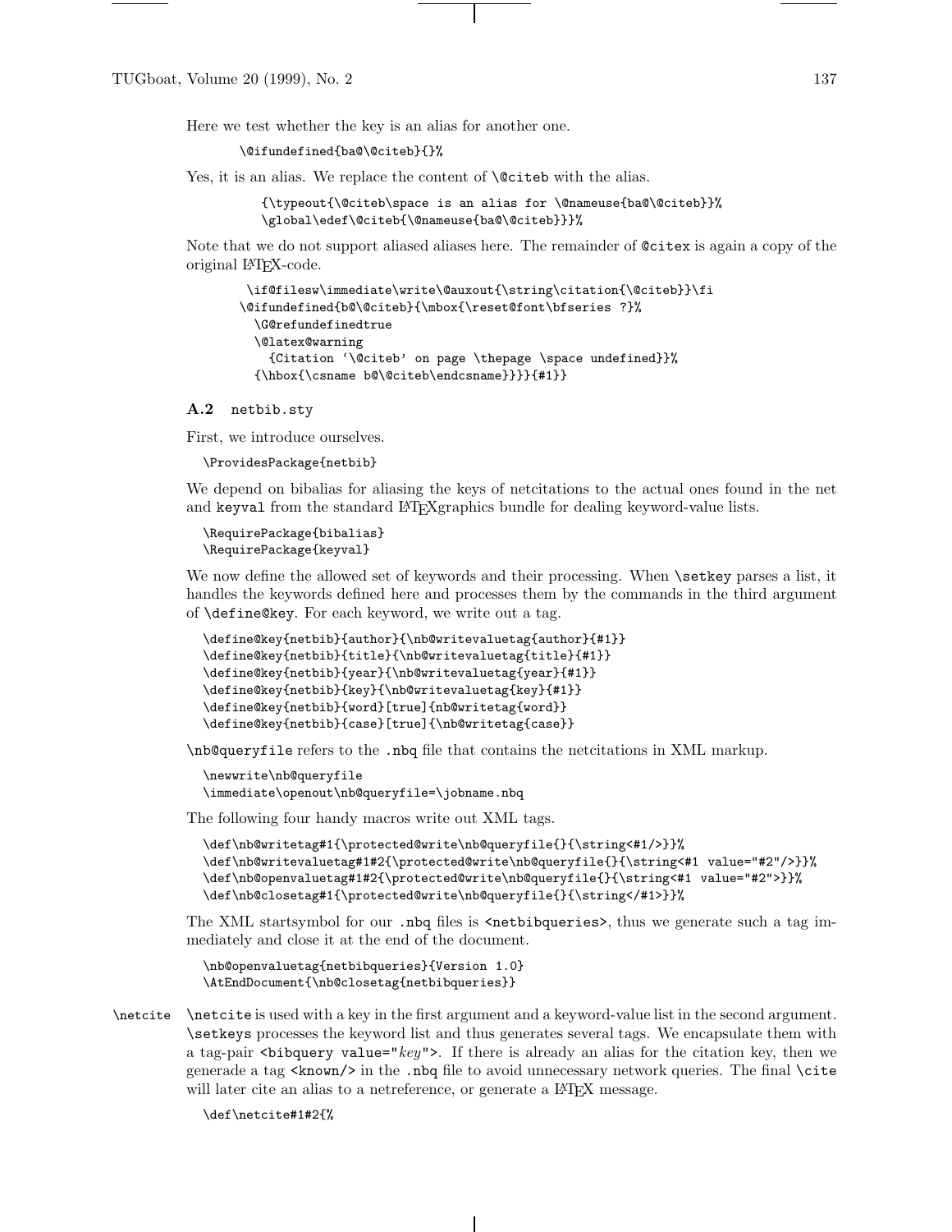Here we test whether the key is an alias for another one.

```
\@ifundefined{ba@\@citeb}{}%
```

Yes, it is an alias. We replace the content of `\@citeb` with the alias.

```
{\typeout{\@citeb\space is an alias for \@nameuse{ba@\@citeb}}%
 \global\edef\@citeb{\@nameuse{ba@\@citeb}}}%
```

Note that we do not support aliased aliases here. The remainder of `@citex` is again a copy of the original LaTeX-code.

```
 \if@filesw\immediate\write\@auxout{\string\citation{\@citeb}}\fi
\@ifundefined{b@\@citeb}{\mbox{\reset@font\bfseries ?}%
  \G@refundefinedtrue
  \@latex@warning
    {Citation `\@citeb' on page \thepage \space undefined}}%
  {\hbox{\csname b@\@citeb\endcsname}}}}{#1}}
```

### A.2 netbib.sty

First, we introduce ourselves.

```
\ProvidesPackage{netbib}
```

We depend on bibalias for aliasing the keys of netcitations to the actual ones found in the net and `keyval` from the standard LaTeXgraphics bundle for dealing keyword-value lists.

```
\RequirePackage{bibalias}
\RequirePackage{keyval}
```

We now define the allowed set of keywords and their processing. When `\setkey` parses a list, it handles the keywords defined here and processes them by the commands in the third argument of `\define@key`. For each keyword, we write out a tag.

```
\define@key{netbib}{author}{\nb@writevaluetag{author}{#1}}
\define@key{netbib}{title}{\nb@writevaluetag{title}{#1}}
\define@key{netbib}{year}{\nb@writevaluetag{year}{#1}}
\define@key{netbib}{key}{\nb@writevaluetag{key}{#1}}
\define@key{netbib}{word}[true]{nb@writetag{word}}
\define@key{netbib}{case}[true]{\nb@writetag{case}}
```

`\nb@queryfile` refers to the `.nbq` file that contains the netcitations in XML markup.

```
\newwrite\nb@queryfile
\immediate\openout\nb@queryfile=\jobname.nbq
```

The following four handy macros write out XML tags.

```
\def\nb@writetag#1{\protected@write\nb@queryfile{}{\string<#1/>}}%
\def\nb@writevaluetag#1#2{\protected@write\nb@queryfile{}{\string<#1 value="#2"/>}}%
\def\nb@openvaluetag#1#2{\protected@write\nb@queryfile{}{\string<#1 value="#2">}}%
\def\nb@closetag#1{\protected@write\nb@queryfile{}{\string</#1>}}%
```

The XML startsymbol for our `.nbq` files is `<netbibqueries>`, thus we generate such a tag immediately and close it at the end of the document.

```
\nb@openvaluetag{netbibqueries}{Version 1.0}
\AtEndDocument{\nb@closetag{netbibqueries}}
```

`\netcite` `\netcite` is used with a key in the first argument and a keyword-value list in the second argument. `\setkeys` processes the keyword list and thus generates several tags. We encapsulate them with a tag-pair `<bibquery value="`*key*`">`. If there is already an alias for the citation key, then we generade a tag `<known/>` in the `.nbq` file to avoid unnecessary network queries. The final `\cite` will later cite an alias to a netreference, or generate a LaTeX message.

```
\def\netcite#1#2{%
```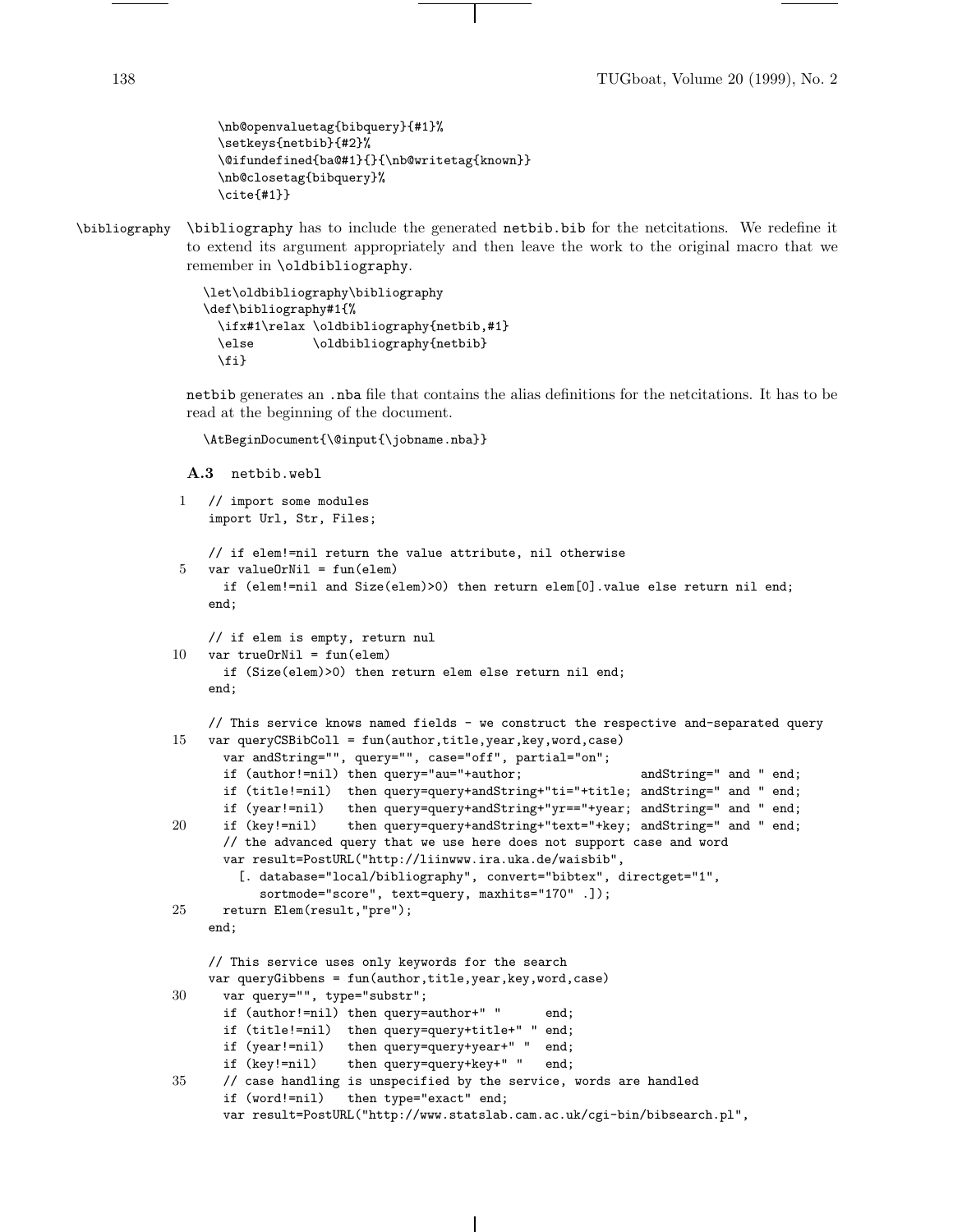```
\nb@openvaluetag{bibquery}{#1}%
\setkeys{netbib}{#2}%
\@ifundefined{ba@#1}{}{\nb@writetag{known}}
\nb@closetag{bibquery}%
\cite{#1}}
```

\bibliography `\bibliography` has to include the generated `netbib.bib` for the netcitations. We redefine it to extend its argument appropriately and then leave the work to the original macro that we remember in `\oldbibliography`.

```
\let\oldbibliography\bibliography
\def\bibliography#1{%
  \ifx#1\relax \oldbibliography{netbib,#1}
  \else        \oldbibliography{netbib}
  \fi}
```

`netbib` generates an `.nba` file that contains the alias definitions for the netcitations. It has to be read at the beginning of the document.

```
\AtBeginDocument{\@input{\jobname.nba}}
```

### A.3 `netbib.webl`

```
1   // import some modules
    import Url, Str, Files;

    // if elem!=nil return the value attribute, nil otherwise
5   var valueOrNil = fun(elem)
      if (elem!=nil and Size(elem)>0) then return elem[0].value else return nil end;
    end;

    // if elem is empty, return nul
10  var trueOrNil = fun(elem)
      if (Size(elem)>0) then return elem else return nil end;
    end;

    // This service knows named fields - we construct the respective and-separated query
15  var queryCSBibColl = fun(author,title,year,key,word,case)
      var andString="", query="", case="off", partial="on";
      if (author!=nil) then query="au="+author;                 andString=" and " end;
      if (title!=nil)  then query=query+andString+"ti="+title; andString=" and " end;
      if (year!=nil)   then query=query+andString+"yr=="+year; andString=" and " end;
20    if (key!=nil)    then query=query+andString+"text="+key; andString=" and " end;
      // the advanced query that we use here does not support case and word
      var result=PostURL("http://liinwww.ira.uka.de/waisbib",
        [. database="local/bibliography", convert="bibtex", directget="1",
           sortmode="score", text=query, maxhits="170" .]);
25    return Elem(result,"pre");
    end;

    // This service uses only keywords for the search
    var queryGibbens = fun(author,title,year,key,word,case)
30    var query="", type="substr";
      if (author!=nil) then query=author+" "      end;
      if (title!=nil)  then query=query+title+" " end;
      if (year!=nil)   then query=query+year+" "  end;
      if (key!=nil)    then query=query+key+" "   end;
35    // case handling is unspecified by the service, words are handled
      if (word!=nil)   then type="exact" end;
      var result=PostURL("http://www.statslab.cam.ac.uk/cgi-bin/bibsearch.pl",
```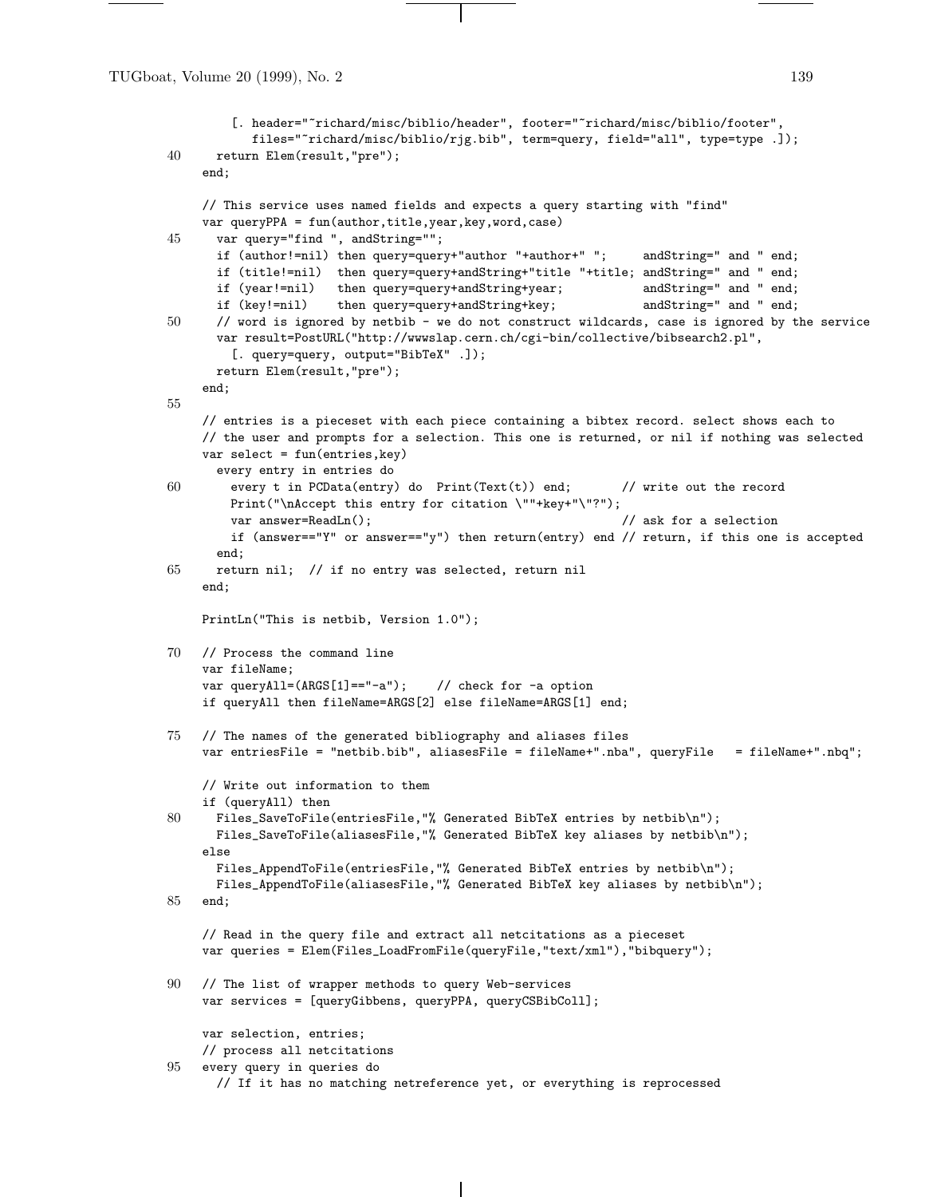```
       [. header="~richard/misc/biblio/header", footer="~richard/misc/biblio/footer",
          files="~richard/misc/biblio/rjg.bib", term=query, field="all", type=type .]);
40    return Elem(result,"pre");
    end;

    // This service uses named fields and expects a query starting with "find"
    var queryPPA = fun(author,title,year,key,word,case)
45    var query="find ", andString="";
      if (author!=nil) then query=query+"author "+author+" ";     andString=" and " end;
      if (title!=nil)  then query=query+andString+"title "+title; andString=" and " end;
      if (year!=nil)   then query=query+andString+year;           andString=" and " end;
      if (key!=nil)    then query=query+andString+key;            andString=" and " end;
50    // word is ignored by netbib - we do not construct wildcards, case is ignored by the service
      var result=PostURL("http://wwwslap.cern.ch/cgi-bin/collective/bibsearch2.pl",
        [. query=query, output="BibTeX" .]);
      return Elem(result,"pre");
    end;
55
    // entries is a pieceset with each piece containing a bibtex record. select shows each to
    // the user and prompts for a selection. This one is returned, or nil if nothing was selected
    var select = fun(entries,key)
      every entry in entries do
60      every t in PCData(entry) do  Print(Text(t)) end;       // write out the record
        Print("\nAccept this entry for citation \""+key+"\"?");
        var answer=ReadLn();                                   // ask for a selection
        if (answer=="Y" or answer=="y") then return(entry) end // return, if this one is accepted
      end;
65    return nil;  // if no entry was selected, return nil
    end;

    PrintLn("This is netbib, Version 1.0");

70  // Process the command line
    var fileName;
    var queryAll=(ARGS[1]=="-a");    // check for -a option
    if queryAll then fileName=ARGS[2] else fileName=ARGS[1] end;

75  // The names of the generated bibliography and aliases files
    var entriesFile = "netbib.bib", aliasesFile = fileName+".nba", queryFile   = fileName+".nbq";

    // Write out information to them
    if (queryAll) then
80    Files_SaveToFile(entriesFile,"% Generated BibTeX entries by netbib\n");
      Files_SaveToFile(aliasesFile,"% Generated BibTeX key aliases by netbib\n");
    else
      Files_AppendToFile(entriesFile,"% Generated BibTeX entries by netbib\n");
      Files_AppendToFile(aliasesFile,"% Generated BibTeX key aliases by netbib\n");
85  end;

    // Read in the query file and extract all netcitations as a pieceset
    var queries = Elem(Files_LoadFromFile(queryFile,"text/xml"),"bibquery");

90  // The list of wrapper methods to query Web-services
    var services = [queryGibbens, queryPPA, queryCSBibColl];

    var selection, entries;
    // process all netcitations
95  every query in queries do
      // If it has no matching netreference yet, or everything is reprocessed
```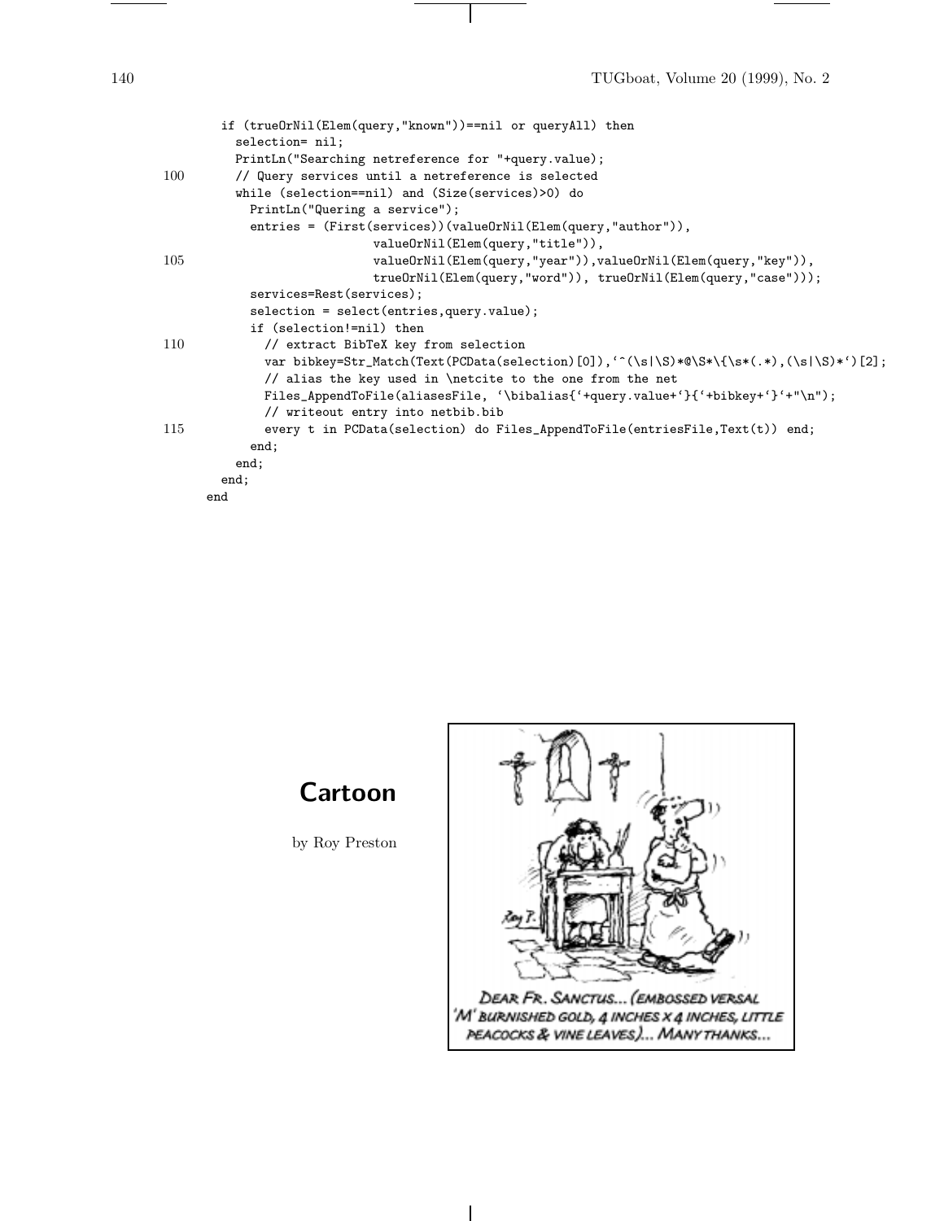```
    if (trueOrNil(Elem(query,"known"))==nil or queryAll) then
      selection= nil;
      PrintLn("Searching netreference for "+query.value);
100   // Query services until a netreference is selected
      while (selection==nil) and (Size(services)>0) do
        PrintLn("Quering a service");
        entries = (First(services))(valueOrNil(Elem(query,"author")),
                        valueOrNil(Elem(query,"title")),
105                     valueOrNil(Elem(query,"year")),valueOrNil(Elem(query,"key")),
                        trueOrNil(Elem(query,"word")), trueOrNil(Elem(query,"case")));
        services=Rest(services);
        selection = select(entries,query.value);
        if (selection!=nil) then
110       // extract BibTeX key from selection
          var bibkey=Str_Match(Text(PCData(selection)[0]),'^(\s|\S)*@\S*\{\s*(.*),(\s|\S)*')[2];
          // alias the key used in \netcite to the one from the net
          Files_AppendToFile(aliasesFile, '\bibalias{'+query.value+'}{'+bibkey+'}'+"\n");
          // writeout entry into netbib.bib
115       every t in PCData(selection) do Files_AppendToFile(entriesFile,Text(t)) end;
        end;
      end;
    end;
  end
```

## Cartoon

by Roy Preston

DEAR FR. SANCTUS... (EMBOSSED VERSAL 'M' BURNISHED GOLD, 4 INCHES X 4 INCHES, LITTLE PEACOCKS & VINE LEAVES)... MANY THANKS...